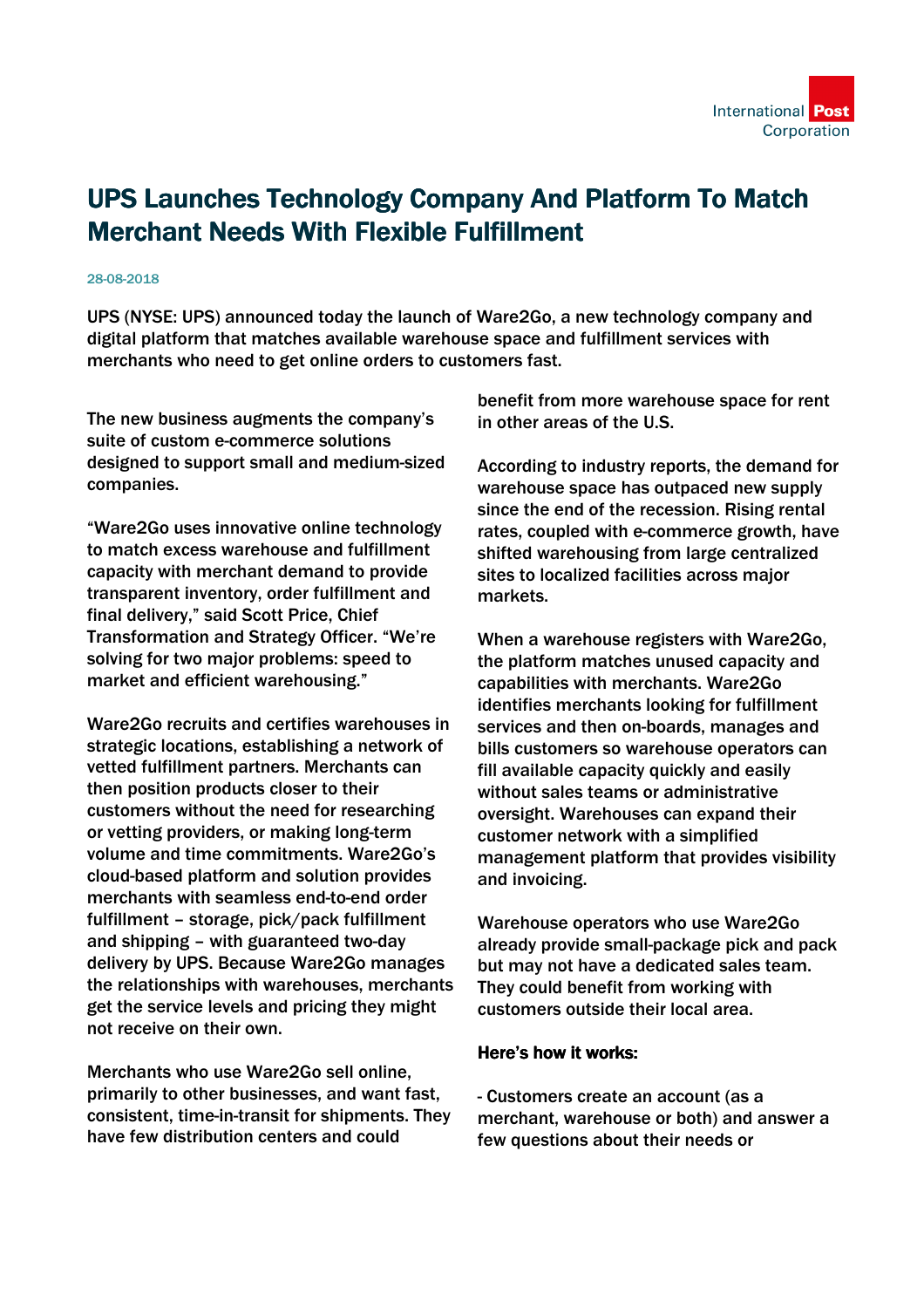# UPS Launches Technology Company And Platform To Match Merchant Needs With Flexible Fulfillment

28-08-2018

**UPS (NYSE: UPS) announced today the launch of Ware2Go, a new technology company and digital platform that matches available warehouse space and fulfillment services with merchants who need to get online orders to customers fast.**

The new business augments the company's suite of custom e-commerce solutions designed to support small and medium-sized companies.

"Ware2Go uses innovative online technology to match excess warehouse and fulfillment capacity with merchant demand to provide transparent inventory, order fulfillment and final delivery," said Scott Price, Chief Transformation and Strategy Officer. "We're solving for two major problems: speed to market and efficient warehousing."

Ware2Go recruits and certifies warehouses in strategic locations, establishing a network of vetted fulfillment partners. Merchants can then position products closer to their customers without the need for researching or vetting providers, or making long-term volume and time commitments. Ware2Go's cloud-based platform and solution provides merchants with seamless end-to-end order fulfillment – storage, pick/pack fulfillment and shipping – with guaranteed two-day delivery by UPS. Because Ware2Go manages the relationships with warehouses, merchants get the service levels and pricing they might not receive on their own.

Merchants who use Ware2Go sell online, primarily to other businesses, and want fast, consistent, time-in-transit for shipments. They have few distribution centers and could benefit from more warehouse space for rent in other areas of the U.S.

According to industry reports, the demand for warehouse space has outpaced new supply since the end of the recession. Rising rental rates, coupled with e-commerce growth, have shifted warehousing from large centralized sites to localized facilities across major markets.

When a warehouse registers with Ware2Go, the platform matches unused capacity and capabilities with merchants. Ware2Go identifies merchants looking for fulfillment services and then on-boards, manages and bills customers so warehouse operators can fill available capacity quickly and easily without sales teams or administrative oversight. Warehouses can expand their customer network with a simplified management platform that provides visibility and invoicing.

Warehouse operators who use Ware2Go already provide small-package pick and pack but may not have a dedicated sales team. They could benefit from working with customers outside their local area.

**Here's how it works:**

- Customers create an account (as a merchant, warehouse or both) and answer a few questions about their needs or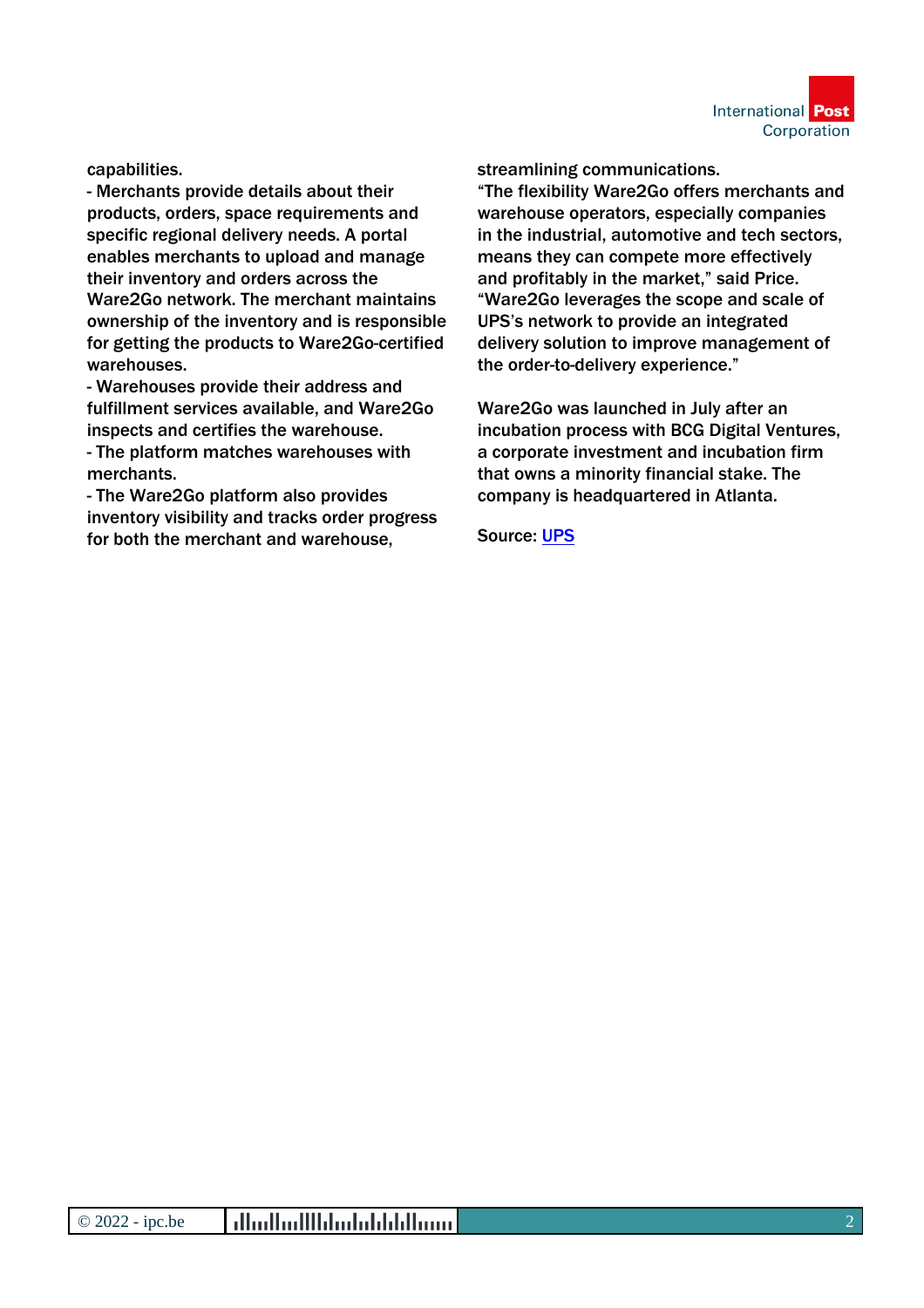capabilities.

- Merchants provide details about their products, orders, space requirements and specific regional delivery needs. A portal enables merchants to upload and manage their inventory and orders across the Ware2Go network. The merchant maintains ownership of the inventory and is responsible for getting the products to Ware2Go-certified warehouses.
- Warehouses provide their address and fulfillment services available, and Ware2Go inspects and certifies the warehouse.
- The platform matches warehouses with merchants.
- The Ware2Go platform also provides inventory visibility and tracks order progress for both the merchant and warehouse, streamlining communications.

"The flexibility Ware2Go offers merchants and warehouse operators, especially companies in the industrial, automotive and tech sectors, means they can compete more effectively and profitably in the market," said Price. "Ware2Go leverages the scope and scale of UPS's network to provide an integrated delivery solution to improve management of the order-to-delivery experience."

Ware2Go was launched in July after an incubation process with BCG Digital Ventures, a corporate investment and incubation firm that owns a minority financial stake. The company is headquartered in Atlanta.

Source: [UPS]